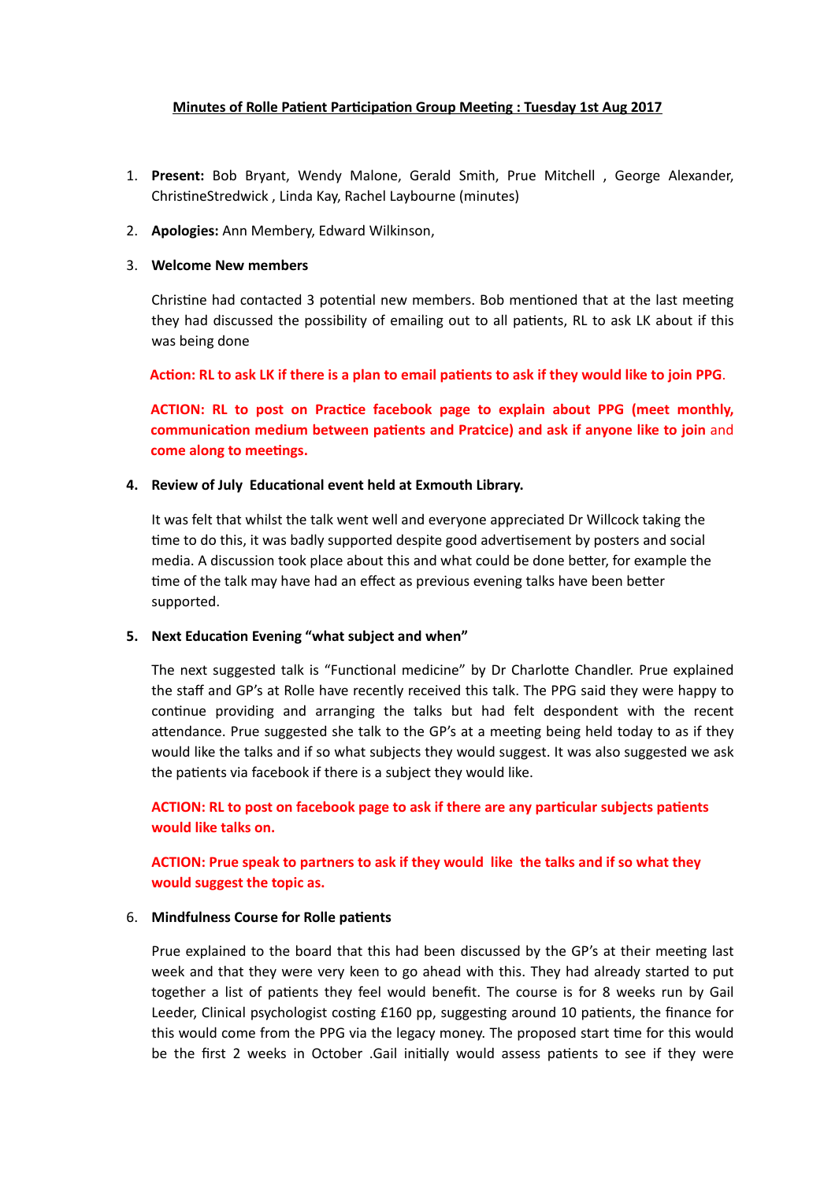**Minutes of Rolle Patient Participation Group Meeting : Tuesday 1st Aug 2017**

1. **Present:** Bob Bryant, Wendy Malone, Gerald Smith, Prue Mitchell , George Alexander, ChristineStredwick , Linda Kay, Rachel Laybourne (minutes)

2. **Apologies:** Ann Membery, Edward Wilkinson,

3. **Welcome New members**

   Christine had contacted 3 potential new members. Bob mentioned that at the last meeting they had discussed the possibility of emailing out to all patients, RL to ask LK about if this was being done

   **Action: RL to ask LK if there is a plan to email patients to ask if they would like to join PPG**.

   **ACTION: RL to post on Practice facebook page to explain about PPG (meet monthly, communication medium between patients and Pratcice) and ask if anyone like to join** and **come along to meetings.**

4. **Review of July Educational event held at Exmouth Library.**

   It was felt that whilst the talk went well and everyone appreciated Dr Willcock taking the time to do this, it was badly supported despite good advertisement by posters and social media. A discussion took place about this and what could be done better, for example the time of the talk may have had an effect as previous evening talks have been better supported.

5. **Next Education Evening "what subject and when"**

   The next suggested talk is "Functional medicine" by Dr Charlotte Chandler. Prue explained the staff and GP's at Rolle have recently received this talk. The PPG said they were happy to continue providing and arranging the talks but had felt despondent with the recent attendance. Prue suggested she talk to the GP's at a meeting being held today to as if they would like the talks and if so what subjects they would suggest. It was also suggested we ask the patients via facebook if there is a subject they would like.

   **ACTION: RL to post on facebook page to ask if there are any particular subjects patients would like talks on.**

   **ACTION: Prue speak to partners to ask if they would like the talks and if so what they would suggest the topic as.**

6. **Mindfulness Course for Rolle patients**

   Prue explained to the board that this had been discussed by the GP's at their meeting last week and that they were very keen to go ahead with this. They had already started to put together a list of patients they feel would benefit. The course is for 8 weeks run by Gail Leeder, Clinical psychologist costing £160 pp, suggesting around 10 patients, the finance for this would come from the PPG via the legacy money. The proposed start time for this would be the first 2 weeks in October .Gail initially would assess patients to see if they were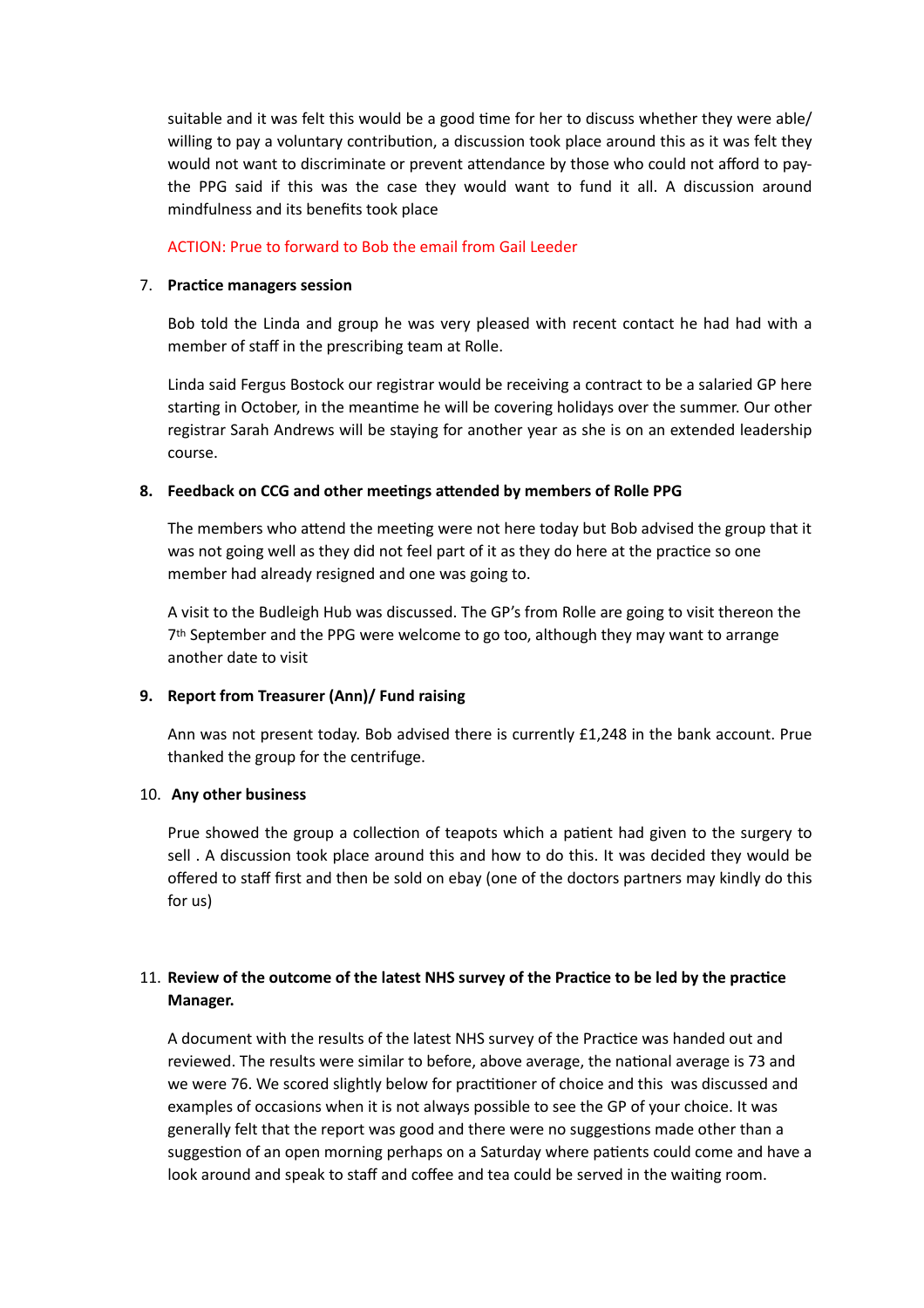suitable and it was felt this would be a good time for her to discuss whether they were able/ willing to pay a voluntary contribution, a discussion took place around this as it was felt they would not want to discriminate or prevent attendance by those who could not afford to pay- the PPG said if this was the case they would want to fund it all. A discussion around mindfulness and its benefits took place

ACTION: Prue to forward to Bob the email from Gail Leeder

7. **Practice managers session**

   Bob told the Linda and group he was very pleased with recent contact he had had with a member of staff in the prescribing team at Rolle.

   Linda said Fergus Bostock our registrar would be receiving a contract to be a salaried GP here starting in October, in the meantime he will be covering holidays over the summer. Our other registrar Sarah Andrews will be staying for another year as she is on an extended leadership course.

8. **Feedback on CCG and other meetings attended by members of Rolle PPG**

   The members who attend the meeting were not here today but Bob advised the group that it was not going well as they did not feel part of it as they do here at the practice so one member had already resigned and one was going to.

   A visit to the Budleigh Hub was discussed. The GP's from Rolle are going to visit thereon the 7th September and the PPG were welcome to go too, although they may want to arrange another date to visit

9. **Report from Treasurer (Ann)/ Fund raising**

   Ann was not present today. Bob advised there is currently £1,248 in the bank account. Prue thanked the group for the centrifuge.

10. **Any other business**

    Prue showed the group a collection of teapots which a patient had given to the surgery to sell . A discussion took place around this and how to do this. It was decided they would be offered to staff first and then be sold on ebay (one of the doctors partners may kindly do this for us)

11. **Review of the outcome of the latest NHS survey of the Practice to be led by the practice Manager.**

    A document with the results of the latest NHS survey of the Practice was handed out and reviewed. The results were similar to before, above average, the national average is 73 and we were 76. We scored slightly below for practitioner of choice and this was discussed and examples of occasions when it is not always possible to see the GP of your choice. It was generally felt that the report was good and there were no suggestions made other than a suggestion of an open morning perhaps on a Saturday where patients could come and have a look around and speak to staff and coffee and tea could be served in the waiting room.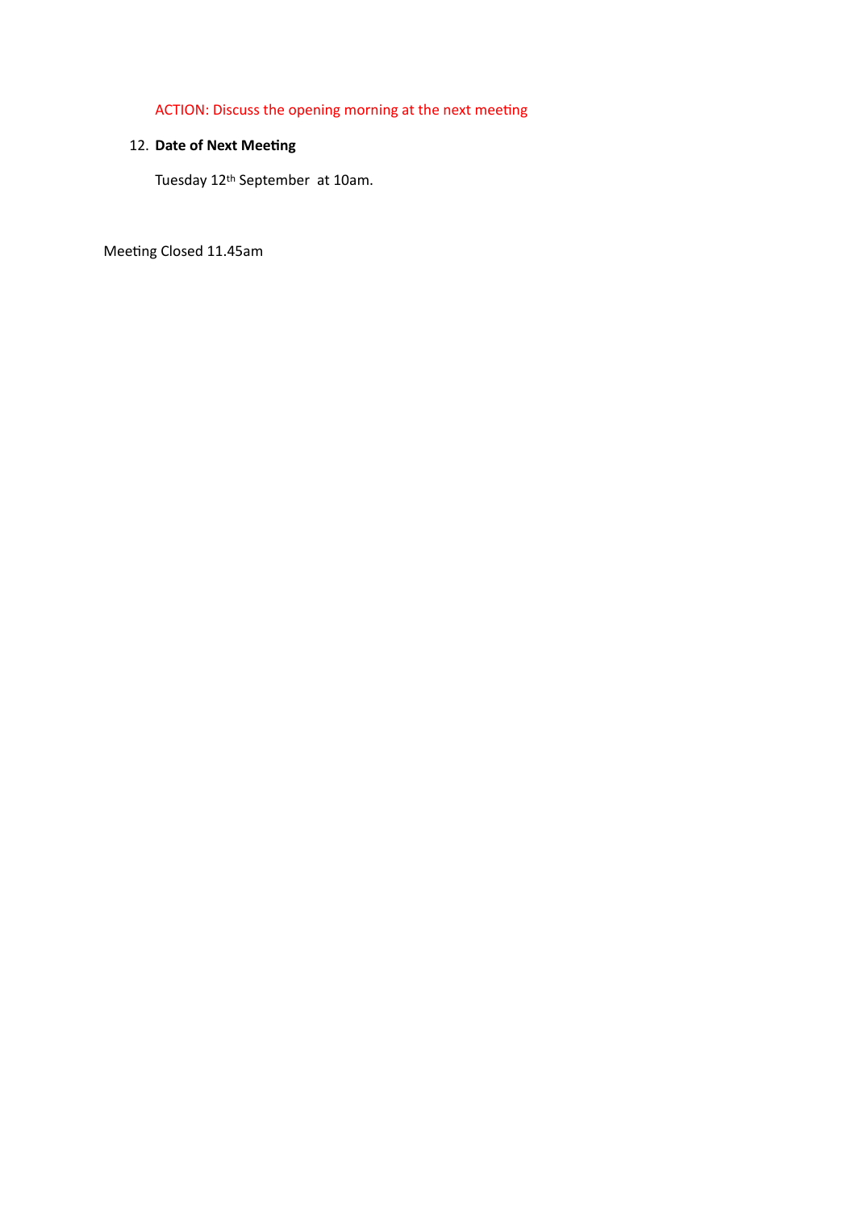ACTION: Discuss the opening morning at the next meeting

12. **Date of Next Meeting**

    Tuesday 12th September at 10am.

Meeting Closed 11.45am